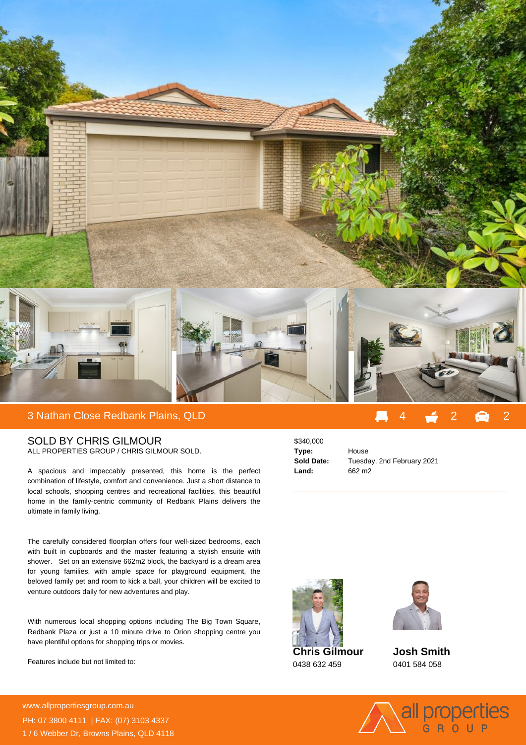# 3 Nathan Close Redbank Plains, QLD

4 | 2 | 2

## SOLD BY CHRIS GILMOUR

ALL PROPERTIES GROUP / CHRIS GILMOUR SOLD.

A spacious and impeccably presented, this home is the perfect combination of lifestyle, comfort and convenience. Just a short distance to local schools, shopping centres and recreational facilities, this beautiful home in the family-centric community of Redbank Plains delivers the ultimate in family living.

The carefully considered floorplan offers four well-sized bedrooms, each with built in cupboards and the master featuring a stylish ensuite with shower. Set on an extensive 662m2 block, the backyard is a dream area for young families, with ample space for playground equipment, the beloved family pet and room to kick a ball, your children will be excited to venture outdoors daily for new adventures and play.

With numerous local shopping options including The Big Town Square, Redbank Plaza or just a 10 minute drive to Orion shopping centre you have plentiful options for shopping trips or movies.

Features include but not limited to:

$340,000

| | |
|---|---|
| **Type:** | House |
| **Sold Date:** | Tuesday, 2nd February 2021 |
| **Land:** | 662 m2 |

**Chris Gilmour**
0438 632 459

**Josh Smith**
0401 584 058

www.allpropertiesgroup.com.au
PH: 07 3800 4111 | FAX: (07) 3103 4337
1 / 6 Webber Dr, Browns Plains, QLD 4118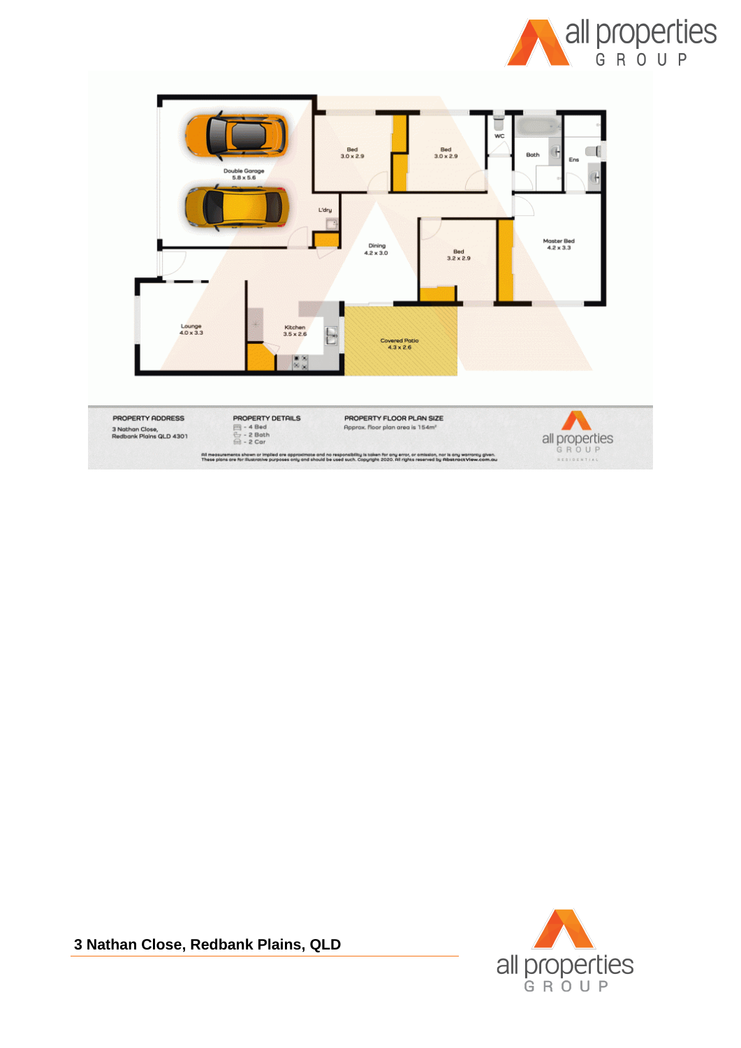Double Garage
5.8 x 5.6

Bed
3.0 x 2.9

Bed
3.0 x 2.9

WC

Bath

Ens

L'dry

Dining
4.2 x 3.0

Bed
3.2 x 2.9

Master Bed
4.2 x 3.3

Lounge
4.0 x 3.3

Kitchen
3.5 x 2.6

Covered Patio
4.3 x 2.6

**PROPERTY ADDRESS**
3 Nathan Close,
Redbank Plains QLD 4301

**PROPERTY DETAILS**
- 4 Bed
- 2 Bath
- 2 Car

**PROPERTY FLOOR PLAN SIZE**
Approx. floor plan area is 154m²

All measurements shown or implied are approximate and no responsibility is taken for any error, or omission, nor is any warranty given. These plans are for illustrative purposes only and should be used such. Copyright 2020. All rights reserved by AbstractView.com.au

**3 Nathan Close, Redbank Plains, QLD**